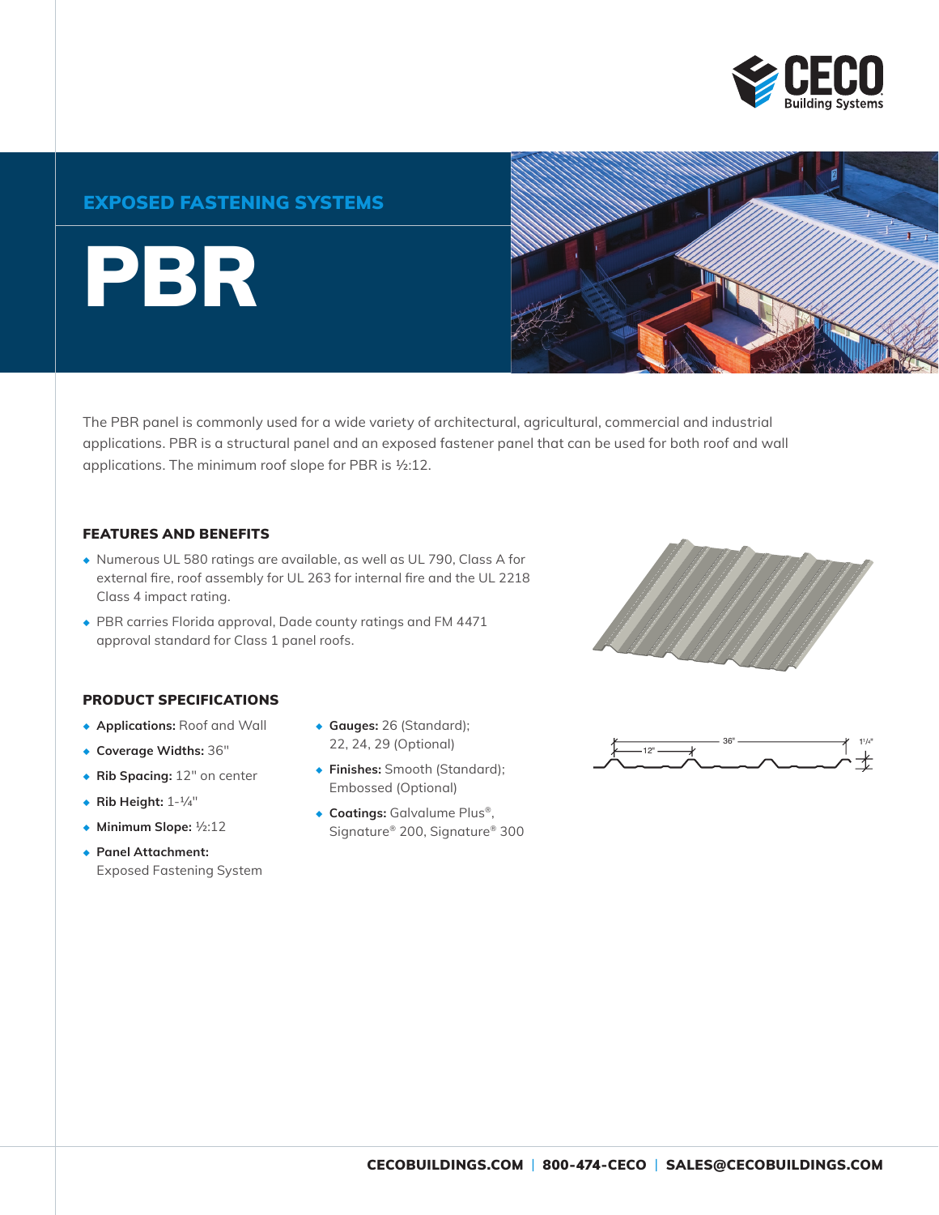CECO Building Systems

## EXPOSED FASTENING SYSTEMS

# PBR

The PBR panel is commonly used for a wide variety of architectural, agricultural, commercial and industrial applications. PBR is a structural panel and an exposed fastener panel that can be used for both roof and wall applications. The minimum roof slope for PBR is ½:12.

### FEATURES AND BENEFITS

- Numerous UL 580 ratings are available, as well as UL 790, Class A for external fire, roof assembly for UL 263 for internal fire and the UL 2218 Class 4 impact rating.
- PBR carries Florida approval, Dade county ratings and FM 4471 approval standard for Class 1 panel roofs.

### PRODUCT SPECIFICATIONS

- **Applications:** Roof and Wall
- **Coverage Widths:** 36"
- **Rib Spacing:** 12" on center
- **Rib Height:** 1-¼"
- **Minimum Slope:** ½:12
- **Panel Attachment:** Exposed Fastening System
- **Gauges:** 26 (Standard); 22, 24, 29 (Optional)
- **Finishes:** Smooth (Standard); Embossed (Optional)
- **Coatings:** Galvalume Plus®, Signature® 200, Signature® 300

36" 12" 1¼"

**CECOBUILDINGS.COM | 800-474-CECO | SALES@CECOBUILDINGS.COM**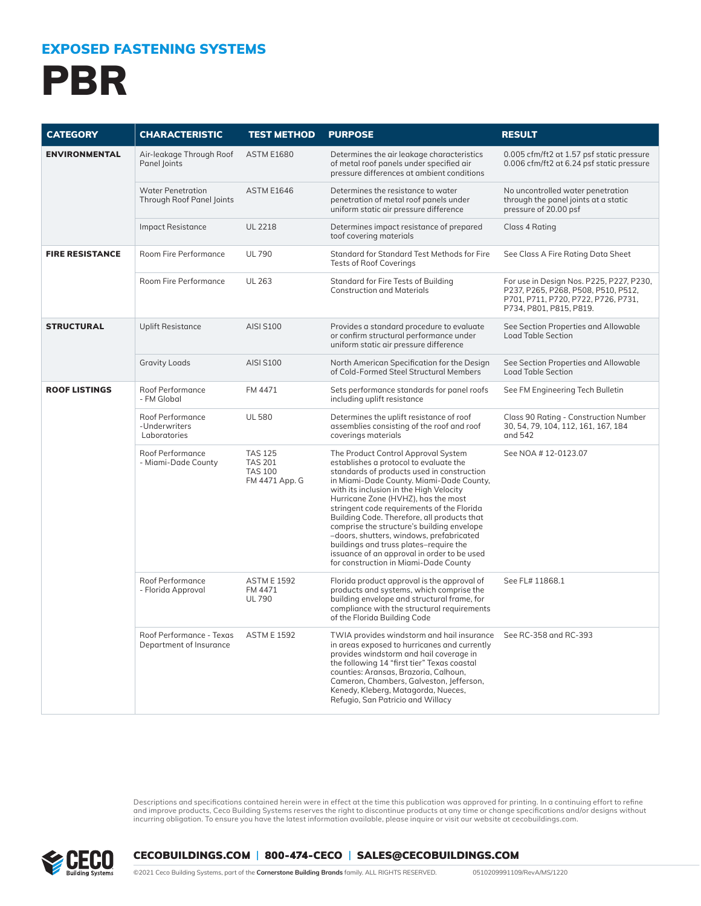## EXPOSED FASTENING SYSTEMS

# PBR

| CATEGORY | CHARACTERISTIC | TEST METHOD | PURPOSE | RESULT |
|---|---|---|---|---|
| **ENVIRONMENTAL** | Air-leakage Through Roof Panel Joints | ASTM E1680 | Determines the air leakage characteristics of metal roof panels under specified air pressure differences at ambient conditions | 0.005 cfm/ft2 at 1.57 psf static pressure 0.006 cfm/ft2 at 6.24 psf static pressure |
| | Water Penetration Through Roof Panel Joints | ASTM E1646 | Determines the resistance to water penetration of metal roof panels under uniform static air pressure difference | No uncontrolled water penetration through the panel joints at a static pressure of 20.00 psf |
| | Impact Resistance | UL 2218 | Determines impact resistance of prepared toof covering materials | Class 4 Rating |
| **FIRE RESISTANCE** | Room Fire Performance | UL 790 | Standard for Standard Test Methods for Fire Tests of Roof Coverings | See Class A Fire Rating Data Sheet |
| | Room Fire Performance | UL 263 | Standard for Fire Tests of Building Construction and Materials | For use in Design Nos. P225, P227, P230, P237, P265, P268, P508, P510, P512, P701, P711, P720, P722, P726, P731, P734, P801, P815, P819. |
| **STRUCTURAL** | Uplift Resistance | AISI S100 | Provides a standard procedure to evaluate or confirm structural performance under uniform static air pressure difference | See Section Properties and Allowable Load Table Section |
| | Gravity Loads | AISI S100 | North American Specification for the Design of Cold-Formed Steel Structural Members | See Section Properties and Allowable Load Table Section |
| **ROOF LISTINGS** | Roof Performance - FM Global | FM 4471 | Sets performance standards for panel roofs including uplift resistance | See FM Engineering Tech Bulletin |
| | Roof Performance -Underwriters Laboratories | UL 580 | Determines the uplift resistance of roof assemblies consisting of the roof and roof coverings materials | Class 90 Rating - Construction Number 30, 54, 79, 104, 112, 161, 167, 184 and 542 |
| | Roof Performance - Miami-Dade County | TAS 125 TAS 201 TAS 100 FM 4471 App. G | The Product Control Approval System establishes a protocol to evaluate the standards of products used in construction in Miami-Dade County. Miami-Dade County, with its inclusion in the High Velocity Hurricane Zone (HVHZ), has the most stringent code requirements of the Florida Building Code. Therefore, all products that comprise the structure's building envelope –doors, shutters, windows, prefabricated buildings and truss plates–require the issuance of an approval in order to be used for construction in Miami-Dade County | See NOA # 12-0123.07 |
| | Roof Performance - Florida Approval | ASTM E 1592 FM 4471 UL 790 | Florida product approval is the approval of products and systems, which comprise the building envelope and structural frame, for compliance with the structural requirements of the Florida Building Code | See FL# 11868.1 |
| | Roof Performance - Texas Department of Insurance | ASTM E 1592 | TWIA provides windstorm and hail insurance in areas exposed to hurricanes and currently provides windstorm and hail coverage in the following 14 "first tier" Texas coastal counties: Aransas, Brazoria, Calhoun, Cameron, Chambers, Galveston, Jefferson, Kenedy, Kleberg, Matagorda, Nueces, Refugio, San Patricio and Willacy | See RC-358 and RC-393 |

Descriptions and specifications contained herein were in effect at the time this publication was approved for printing. In a continuing effort to refine and improve products, Ceco Building Systems reserves the right to discontinue products at any time or change specifications and/or designs without incurring obligation. To ensure you have the latest information available, please inquire or visit our website at cecobuildings.com.

CECO Building Systems

**CECOBUILDINGS.COM | 800-474-CECO | SALES@CECOBUILDINGS.COM**

©2021 Ceco Building Systems, part of the **Cornerstone Building Brands** family. ALL RIGHTS RESERVED. 0510209991109/RevA/MS/1220